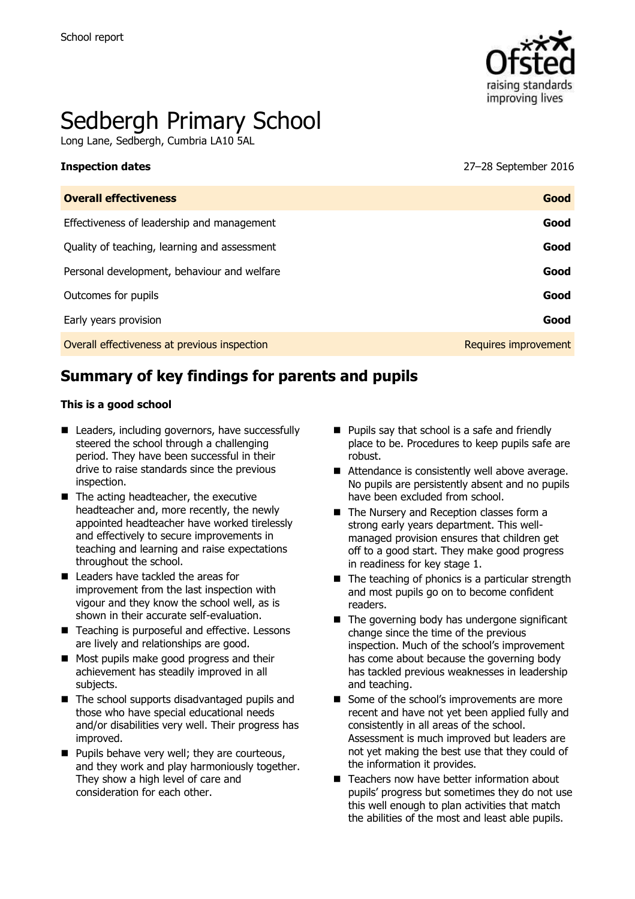School report

# Sedbergh Primary School

Long Lane, Sedbergh, Cumbria LA10 5AL

**Inspection dates** 27–28 September 2016

| **Overall effectiveness** | **Good** |
| --- | --- |
| Effectiveness of leadership and management | **Good** |
| Quality of teaching, learning and assessment | **Good** |
| Personal development, behaviour and welfare | **Good** |
| Outcomes for pupils | **Good** |
| Early years provision | **Good** |
| Overall effectiveness at previous inspection | Requires improvement |

## Summary of key findings for parents and pupils

**This is a good school**

- Leaders, including governors, have successfully steered the school through a challenging period. They have been successful in their drive to raise standards since the previous inspection.
- The acting headteacher, the executive headteacher and, more recently, the newly appointed headteacher have worked tirelessly and effectively to secure improvements in teaching and learning and raise expectations throughout the school.
- Leaders have tackled the areas for improvement from the last inspection with vigour and they know the school well, as is shown in their accurate self-evaluation.
- Teaching is purposeful and effective. Lessons are lively and relationships are good.
- Most pupils make good progress and their achievement has steadily improved in all subjects.
- The school supports disadvantaged pupils and those who have special educational needs and/or disabilities very well. Their progress has improved.
- Pupils behave very well; they are courteous, and they work and play harmoniously together. They show a high level of care and consideration for each other.
- Pupils say that school is a safe and friendly place to be. Procedures to keep pupils safe are robust.
- Attendance is consistently well above average. No pupils are persistently absent and no pupils have been excluded from school.
- The Nursery and Reception classes form a strong early years department. This well-managed provision ensures that children get off to a good start. They make good progress in readiness for key stage 1.
- The teaching of phonics is a particular strength and most pupils go on to become confident readers.
- The governing body has undergone significant change since the time of the previous inspection. Much of the school's improvement has come about because the governing body has tackled previous weaknesses in leadership and teaching.
- Some of the school's improvements are more recent and have not yet been applied fully and consistently in all areas of the school. Assessment is much improved but leaders are not yet making the best use that they could of the information it provides.
- Teachers now have better information about pupils' progress but sometimes they do not use this well enough to plan activities that match the abilities of the most and least able pupils.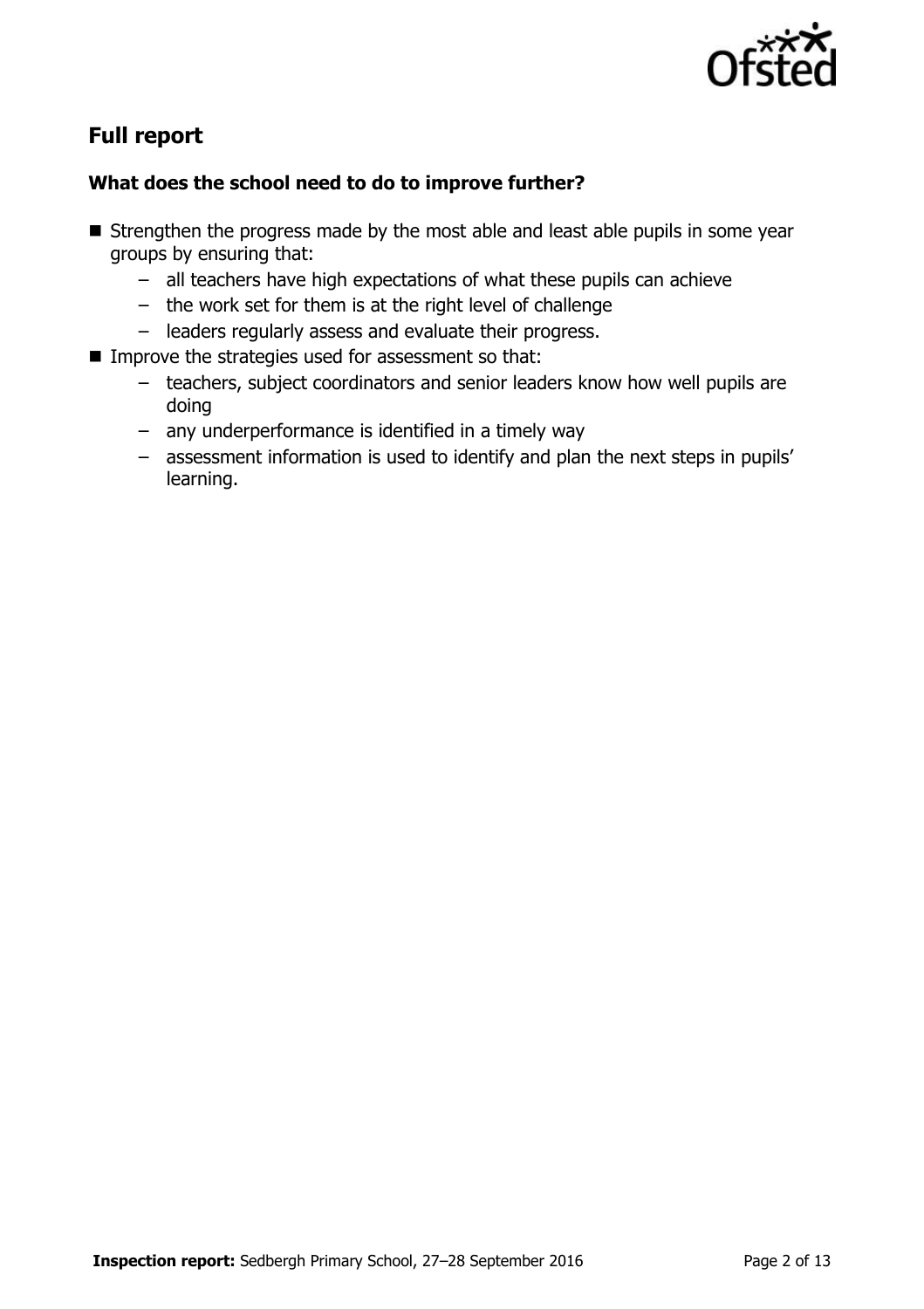## Full report

### What does the school need to do to improve further?

- Strengthen the progress made by the most able and least able pupils in some year groups by ensuring that:
  - all teachers have high expectations of what these pupils can achieve
  - the work set for them is at the right level of challenge
  - leaders regularly assess and evaluate their progress.
- Improve the strategies used for assessment so that:
  - teachers, subject coordinators and senior leaders know how well pupils are doing
  - any underperformance is identified in a timely way
  - assessment information is used to identify and plan the next steps in pupils' learning.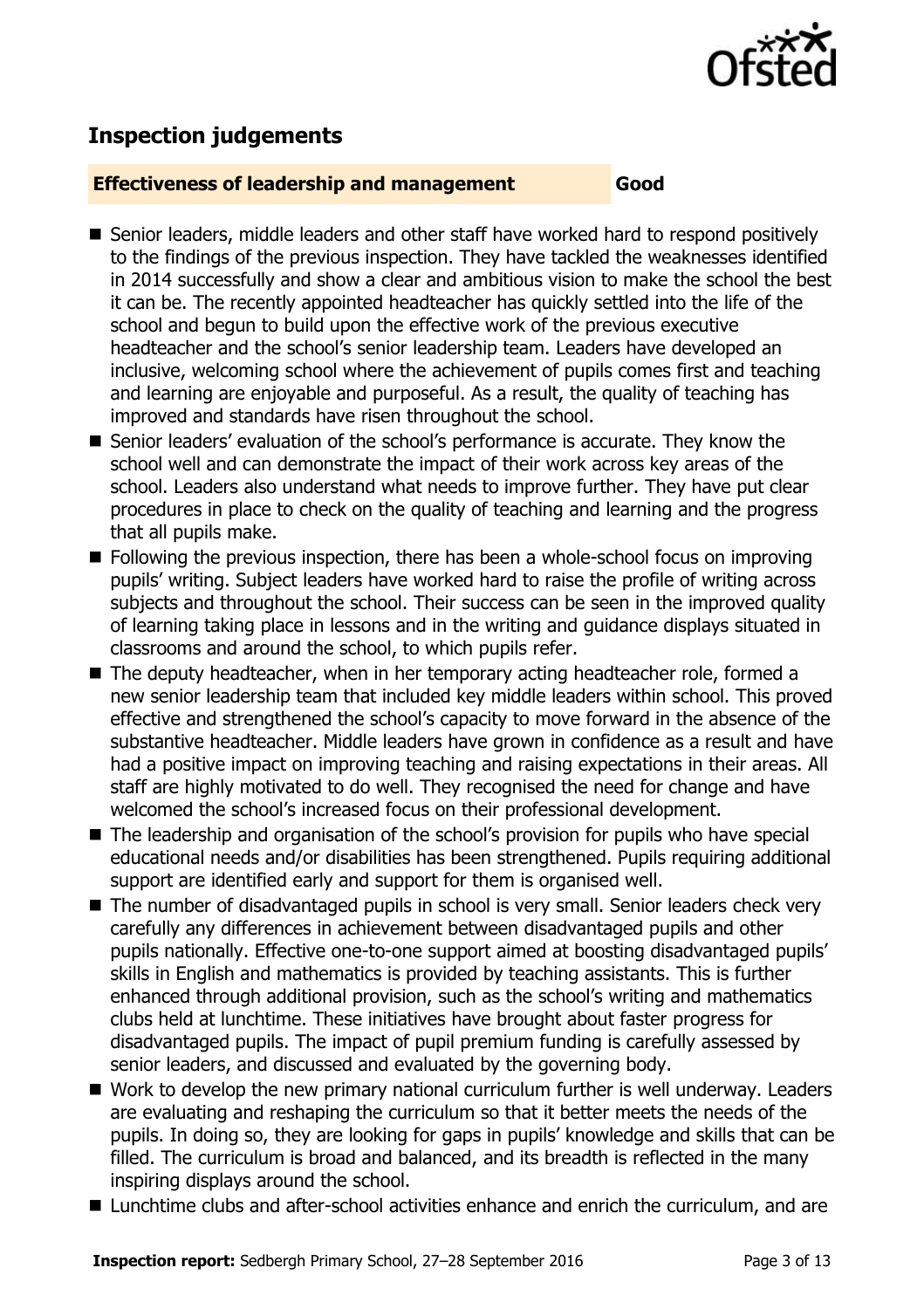## Inspection judgements

**Effectiveness of leadership and management** | **Good**

- Senior leaders, middle leaders and other staff have worked hard to respond positively to the findings of the previous inspection. They have tackled the weaknesses identified in 2014 successfully and show a clear and ambitious vision to make the school the best it can be. The recently appointed headteacher has quickly settled into the life of the school and begun to build upon the effective work of the previous executive headteacher and the school's senior leadership team. Leaders have developed an inclusive, welcoming school where the achievement of pupils comes first and teaching and learning are enjoyable and purposeful. As a result, the quality of teaching has improved and standards have risen throughout the school.
- Senior leaders' evaluation of the school's performance is accurate. They know the school well and can demonstrate the impact of their work across key areas of the school. Leaders also understand what needs to improve further. They have put clear procedures in place to check on the quality of teaching and learning and the progress that all pupils make.
- Following the previous inspection, there has been a whole-school focus on improving pupils' writing. Subject leaders have worked hard to raise the profile of writing across subjects and throughout the school. Their success can be seen in the improved quality of learning taking place in lessons and in the writing and guidance displays situated in classrooms and around the school, to which pupils refer.
- The deputy headteacher, when in her temporary acting headteacher role, formed a new senior leadership team that included key middle leaders within school. This proved effective and strengthened the school's capacity to move forward in the absence of the substantive headteacher. Middle leaders have grown in confidence as a result and have had a positive impact on improving teaching and raising expectations in their areas. All staff are highly motivated to do well. They recognised the need for change and have welcomed the school's increased focus on their professional development.
- The leadership and organisation of the school's provision for pupils who have special educational needs and/or disabilities has been strengthened. Pupils requiring additional support are identified early and support for them is organised well.
- The number of disadvantaged pupils in school is very small. Senior leaders check very carefully any differences in achievement between disadvantaged pupils and other pupils nationally. Effective one-to-one support aimed at boosting disadvantaged pupils' skills in English and mathematics is provided by teaching assistants. This is further enhanced through additional provision, such as the school's writing and mathematics clubs held at lunchtime. These initiatives have brought about faster progress for disadvantaged pupils. The impact of pupil premium funding is carefully assessed by senior leaders, and discussed and evaluated by the governing body.
- Work to develop the new primary national curriculum further is well underway. Leaders are evaluating and reshaping the curriculum so that it better meets the needs of the pupils. In doing so, they are looking for gaps in pupils' knowledge and skills that can be filled. The curriculum is broad and balanced, and its breadth is reflected in the many inspiring displays around the school.
- Lunchtime clubs and after-school activities enhance and enrich the curriculum, and are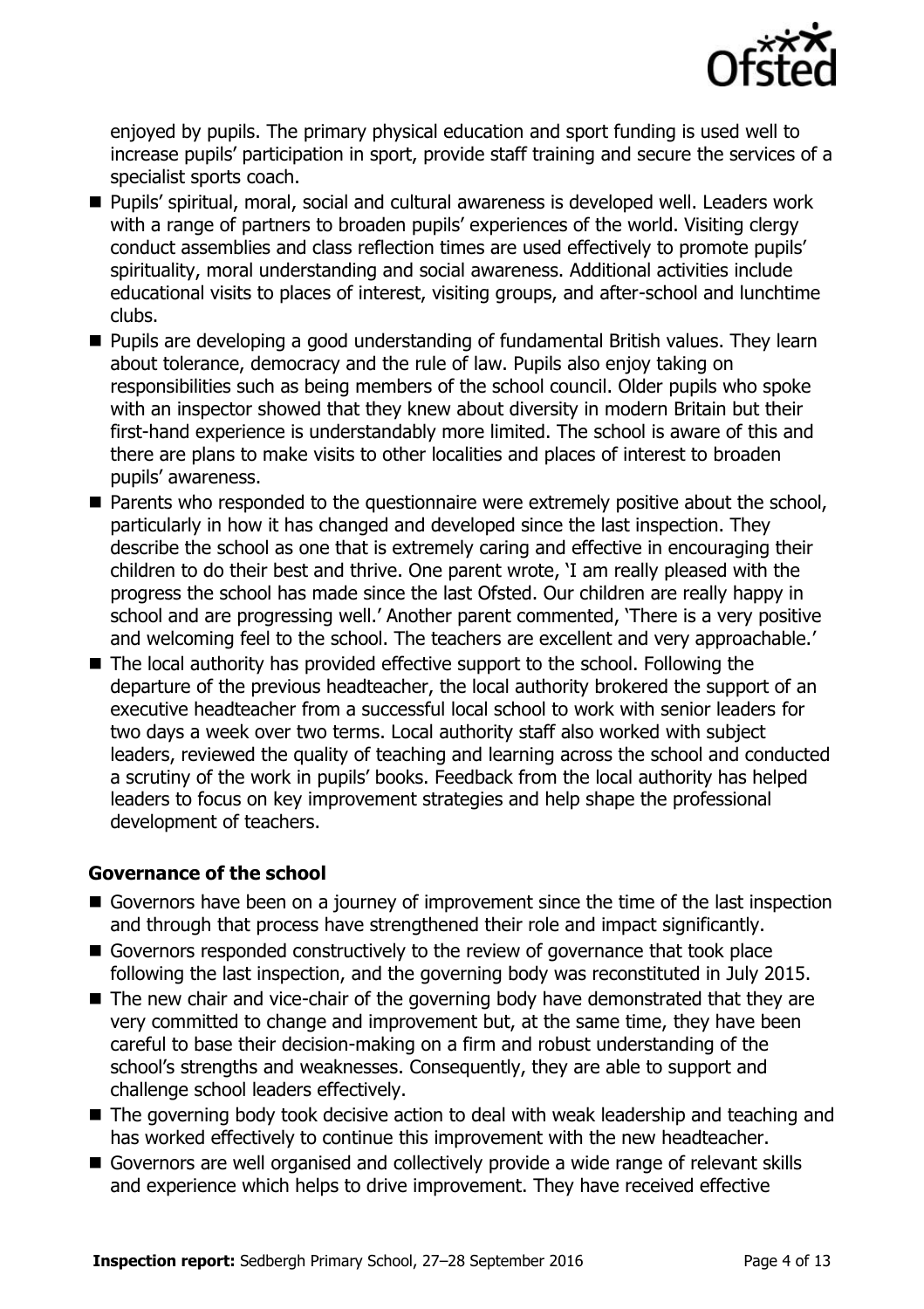enjoyed by pupils. The primary physical education and sport funding is used well to increase pupils' participation in sport, provide staff training and secure the services of a specialist sports coach.

- Pupils' spiritual, moral, social and cultural awareness is developed well. Leaders work with a range of partners to broaden pupils' experiences of the world. Visiting clergy conduct assemblies and class reflection times are used effectively to promote pupils' spirituality, moral understanding and social awareness. Additional activities include educational visits to places of interest, visiting groups, and after-school and lunchtime clubs.
- Pupils are developing a good understanding of fundamental British values. They learn about tolerance, democracy and the rule of law. Pupils also enjoy taking on responsibilities such as being members of the school council. Older pupils who spoke with an inspector showed that they knew about diversity in modern Britain but their first-hand experience is understandably more limited. The school is aware of this and there are plans to make visits to other localities and places of interest to broaden pupils' awareness.
- Parents who responded to the questionnaire were extremely positive about the school, particularly in how it has changed and developed since the last inspection. They describe the school as one that is extremely caring and effective in encouraging their children to do their best and thrive. One parent wrote, 'I am really pleased with the progress the school has made since the last Ofsted. Our children are really happy in school and are progressing well.' Another parent commented, 'There is a very positive and welcoming feel to the school. The teachers are excellent and very approachable.'
- The local authority has provided effective support to the school. Following the departure of the previous headteacher, the local authority brokered the support of an executive headteacher from a successful local school to work with senior leaders for two days a week over two terms. Local authority staff also worked with subject leaders, reviewed the quality of teaching and learning across the school and conducted a scrutiny of the work in pupils' books. Feedback from the local authority has helped leaders to focus on key improvement strategies and help shape the professional development of teachers.

### Governance of the school

- Governors have been on a journey of improvement since the time of the last inspection and through that process have strengthened their role and impact significantly.
- Governors responded constructively to the review of governance that took place following the last inspection, and the governing body was reconstituted in July 2015.
- The new chair and vice-chair of the governing body have demonstrated that they are very committed to change and improvement but, at the same time, they have been careful to base their decision-making on a firm and robust understanding of the school's strengths and weaknesses. Consequently, they are able to support and challenge school leaders effectively.
- The governing body took decisive action to deal with weak leadership and teaching and has worked effectively to continue this improvement with the new headteacher.
- Governors are well organised and collectively provide a wide range of relevant skills and experience which helps to drive improvement. They have received effective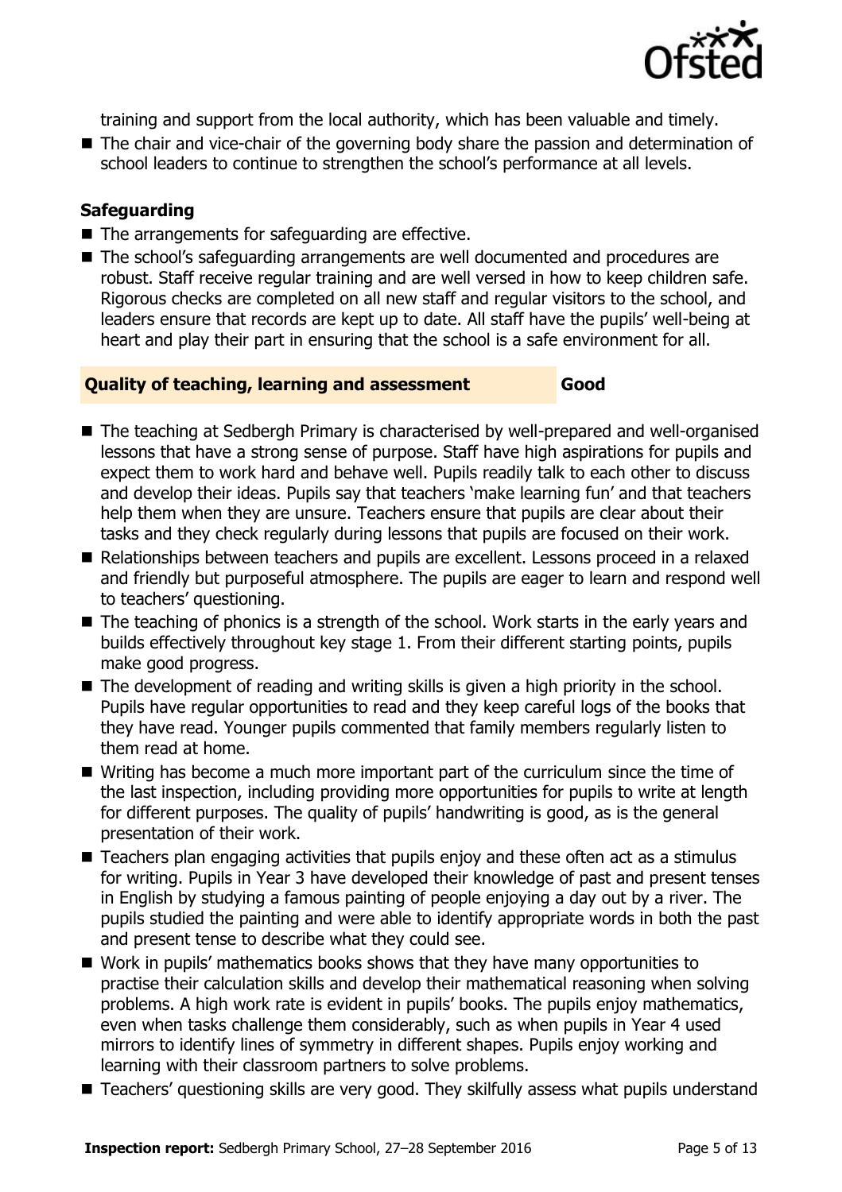training and support from the local authority, which has been valuable and timely.

- The chair and vice-chair of the governing body share the passion and determination of school leaders to continue to strengthen the school's performance at all levels.

### Safeguarding

- The arrangements for safeguarding are effective.
- The school's safeguarding arrangements are well documented and procedures are robust. Staff receive regular training and are well versed in how to keep children safe. Rigorous checks are completed on all new staff and regular visitors to the school, and leaders ensure that records are kept up to date. All staff have the pupils' well-being at heart and play their part in ensuring that the school is a safe environment for all.

## Quality of teaching, learning and assessment — Good

- The teaching at Sedbergh Primary is characterised by well-prepared and well-organised lessons that have a strong sense of purpose. Staff have high aspirations for pupils and expect them to work hard and behave well. Pupils readily talk to each other to discuss and develop their ideas. Pupils say that teachers 'make learning fun' and that teachers help them when they are unsure. Teachers ensure that pupils are clear about their tasks and they check regularly during lessons that pupils are focused on their work.
- Relationships between teachers and pupils are excellent. Lessons proceed in a relaxed and friendly but purposeful atmosphere. The pupils are eager to learn and respond well to teachers' questioning.
- The teaching of phonics is a strength of the school. Work starts in the early years and builds effectively throughout key stage 1. From their different starting points, pupils make good progress.
- The development of reading and writing skills is given a high priority in the school. Pupils have regular opportunities to read and they keep careful logs of the books that they have read. Younger pupils commented that family members regularly listen to them read at home.
- Writing has become a much more important part of the curriculum since the time of the last inspection, including providing more opportunities for pupils to write at length for different purposes. The quality of pupils' handwriting is good, as is the general presentation of their work.
- Teachers plan engaging activities that pupils enjoy and these often act as a stimulus for writing. Pupils in Year 3 have developed their knowledge of past and present tenses in English by studying a famous painting of people enjoying a day out by a river. The pupils studied the painting and were able to identify appropriate words in both the past and present tense to describe what they could see.
- Work in pupils' mathematics books shows that they have many opportunities to practise their calculation skills and develop their mathematical reasoning when solving problems. A high work rate is evident in pupils' books. The pupils enjoy mathematics, even when tasks challenge them considerably, such as when pupils in Year 4 used mirrors to identify lines of symmetry in different shapes. Pupils enjoy working and learning with their classroom partners to solve problems.
- Teachers' questioning skills are very good. They skilfully assess what pupils understand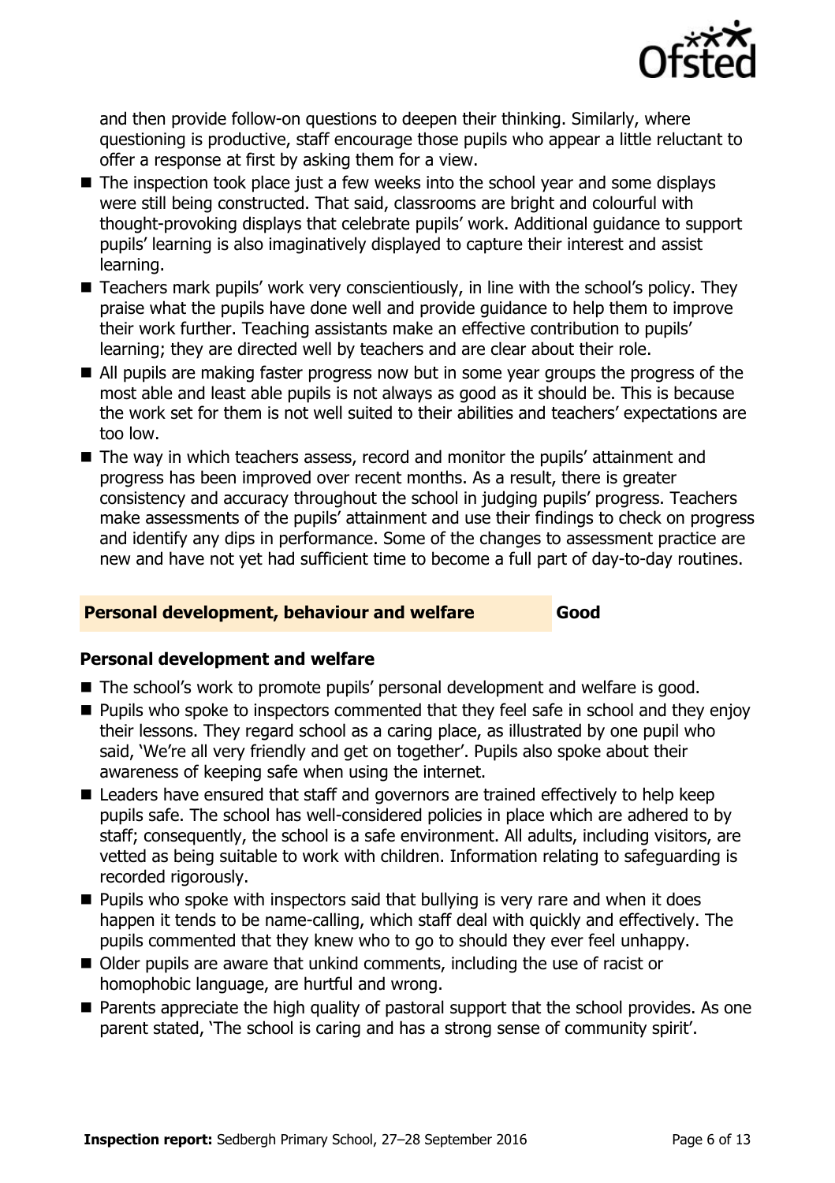and then provide follow-on questions to deepen their thinking. Similarly, where questioning is productive, staff encourage those pupils who appear a little reluctant to offer a response at first by asking them for a view.

- The inspection took place just a few weeks into the school year and some displays were still being constructed. That said, classrooms are bright and colourful with thought-provoking displays that celebrate pupils' work. Additional guidance to support pupils' learning is also imaginatively displayed to capture their interest and assist learning.
- Teachers mark pupils' work very conscientiously, in line with the school's policy. They praise what the pupils have done well and provide guidance to help them to improve their work further. Teaching assistants make an effective contribution to pupils' learning; they are directed well by teachers and are clear about their role.
- All pupils are making faster progress now but in some year groups the progress of the most able and least able pupils is not always as good as it should be. This is because the work set for them is not well suited to their abilities and teachers' expectations are too low.
- The way in which teachers assess, record and monitor the pupils' attainment and progress has been improved over recent months. As a result, there is greater consistency and accuracy throughout the school in judging pupils' progress. Teachers make assessments of the pupils' attainment and use their findings to check on progress and identify any dips in performance. Some of the changes to assessment practice are new and have not yet had sufficient time to become a full part of day-to-day routines.

## Personal development, behaviour and welfare — Good

### Personal development and welfare

- The school's work to promote pupils' personal development and welfare is good.
- Pupils who spoke to inspectors commented that they feel safe in school and they enjoy their lessons. They regard school as a caring place, as illustrated by one pupil who said, 'We're all very friendly and get on together'. Pupils also spoke about their awareness of keeping safe when using the internet.
- Leaders have ensured that staff and governors are trained effectively to help keep pupils safe. The school has well-considered policies in place which are adhered to by staff; consequently, the school is a safe environment. All adults, including visitors, are vetted as being suitable to work with children. Information relating to safeguarding is recorded rigorously.
- Pupils who spoke with inspectors said that bullying is very rare and when it does happen it tends to be name-calling, which staff deal with quickly and effectively. The pupils commented that they knew who to go to should they ever feel unhappy.
- Older pupils are aware that unkind comments, including the use of racist or homophobic language, are hurtful and wrong.
- Parents appreciate the high quality of pastoral support that the school provides. As one parent stated, 'The school is caring and has a strong sense of community spirit'.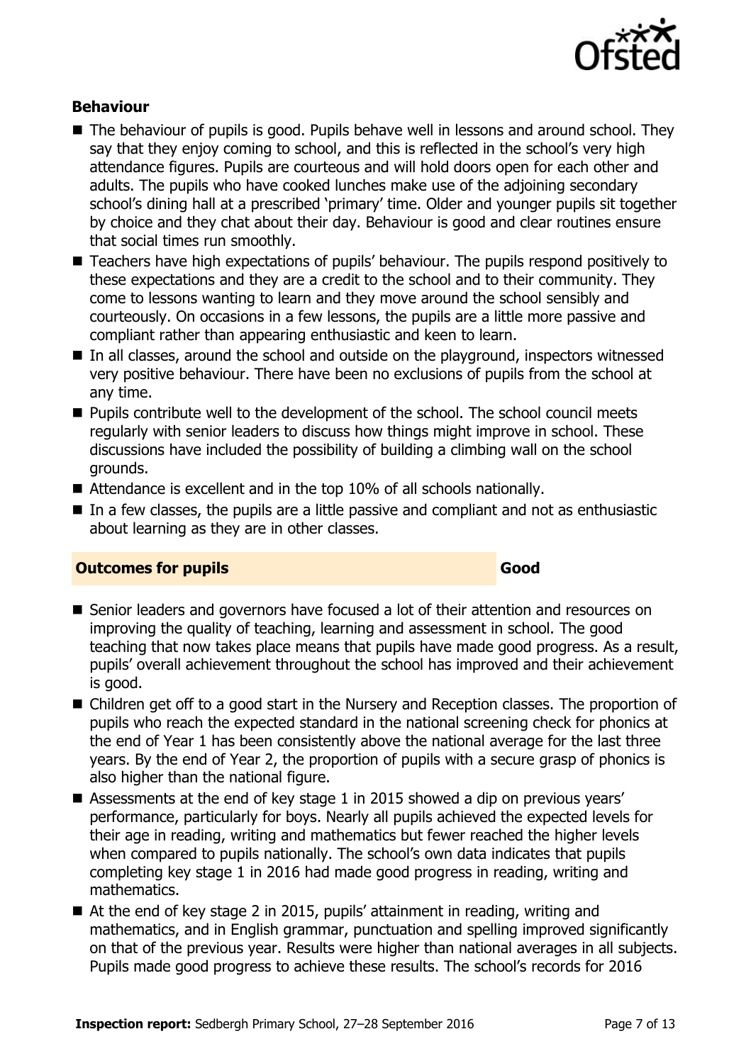### Behaviour

- The behaviour of pupils is good. Pupils behave well in lessons and around school. They say that they enjoy coming to school, and this is reflected in the school's very high attendance figures. Pupils are courteous and will hold doors open for each other and adults. The pupils who have cooked lunches make use of the adjoining secondary school's dining hall at a prescribed 'primary' time. Older and younger pupils sit together by choice and they chat about their day. Behaviour is good and clear routines ensure that social times run smoothly.
- Teachers have high expectations of pupils' behaviour. The pupils respond positively to these expectations and they are a credit to the school and to their community. They come to lessons wanting to learn and they move around the school sensibly and courteously. On occasions in a few lessons, the pupils are a little more passive and compliant rather than appearing enthusiastic and keen to learn.
- In all classes, around the school and outside on the playground, inspectors witnessed very positive behaviour. There have been no exclusions of pupils from the school at any time.
- Pupils contribute well to the development of the school. The school council meets regularly with senior leaders to discuss how things might improve in school. These discussions have included the possibility of building a climbing wall on the school grounds.
- Attendance is excellent and in the top 10% of all schools nationally.
- In a few classes, the pupils are a little passive and compliant and not as enthusiastic about learning as they are in other classes.

### Outcomes for pupils — Good

- Senior leaders and governors have focused a lot of their attention and resources on improving the quality of teaching, learning and assessment in school. The good teaching that now takes place means that pupils have made good progress. As a result, pupils' overall achievement throughout the school has improved and their achievement is good.
- Children get off to a good start in the Nursery and Reception classes. The proportion of pupils who reach the expected standard in the national screening check for phonics at the end of Year 1 has been consistently above the national average for the last three years. By the end of Year 2, the proportion of pupils with a secure grasp of phonics is also higher than the national figure.
- Assessments at the end of key stage 1 in 2015 showed a dip on previous years' performance, particularly for boys. Nearly all pupils achieved the expected levels for their age in reading, writing and mathematics but fewer reached the higher levels when compared to pupils nationally. The school's own data indicates that pupils completing key stage 1 in 2016 had made good progress in reading, writing and mathematics.
- At the end of key stage 2 in 2015, pupils' attainment in reading, writing and mathematics, and in English grammar, punctuation and spelling improved significantly on that of the previous year. Results were higher than national averages in all subjects. Pupils made good progress to achieve these results. The school's records for 2016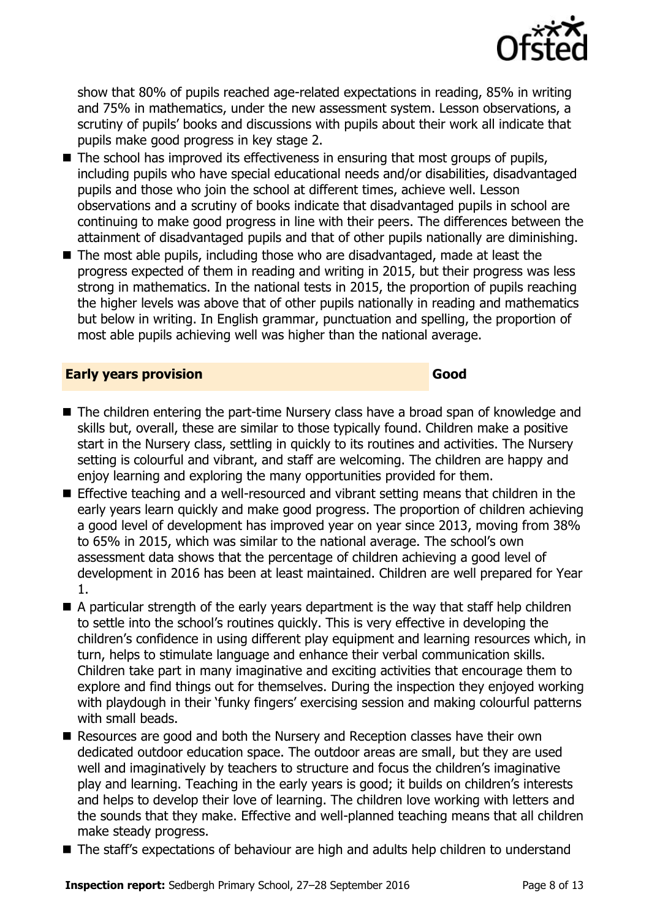show that 80% of pupils reached age-related expectations in reading, 85% in writing and 75% in mathematics, under the new assessment system. Lesson observations, a scrutiny of pupils' books and discussions with pupils about their work all indicate that pupils make good progress in key stage 2.

- The school has improved its effectiveness in ensuring that most groups of pupils, including pupils who have special educational needs and/or disabilities, disadvantaged pupils and those who join the school at different times, achieve well. Lesson observations and a scrutiny of books indicate that disadvantaged pupils in school are continuing to make good progress in line with their peers. The differences between the attainment of disadvantaged pupils and that of other pupils nationally are diminishing.
- The most able pupils, including those who are disadvantaged, made at least the progress expected of them in reading and writing in 2015, but their progress was less strong in mathematics. In the national tests in 2015, the proportion of pupils reaching the higher levels was above that of other pupils nationally in reading and mathematics but below in writing. In English grammar, punctuation and spelling, the proportion of most able pupils achieving well was higher than the national average.

## Early years provision — Good

- The children entering the part-time Nursery class have a broad span of knowledge and skills but, overall, these are similar to those typically found. Children make a positive start in the Nursery class, settling in quickly to its routines and activities. The Nursery setting is colourful and vibrant, and staff are welcoming. The children are happy and enjoy learning and exploring the many opportunities provided for them.
- Effective teaching and a well-resourced and vibrant setting means that children in the early years learn quickly and make good progress. The proportion of children achieving a good level of development has improved year on year since 2013, moving from 38% to 65% in 2015, which was similar to the national average. The school's own assessment data shows that the percentage of children achieving a good level of development in 2016 has been at least maintained. Children are well prepared for Year 1.
- A particular strength of the early years department is the way that staff help children to settle into the school's routines quickly. This is very effective in developing the children's confidence in using different play equipment and learning resources which, in turn, helps to stimulate language and enhance their verbal communication skills. Children take part in many imaginative and exciting activities that encourage them to explore and find things out for themselves. During the inspection they enjoyed working with playdough in their 'funky fingers' exercising session and making colourful patterns with small beads.
- Resources are good and both the Nursery and Reception classes have their own dedicated outdoor education space. The outdoor areas are small, but they are used well and imaginatively by teachers to structure and focus the children's imaginative play and learning. Teaching in the early years is good; it builds on children's interests and helps to develop their love of learning. The children love working with letters and the sounds that they make. Effective and well-planned teaching means that all children make steady progress.
- The staff's expectations of behaviour are high and adults help children to understand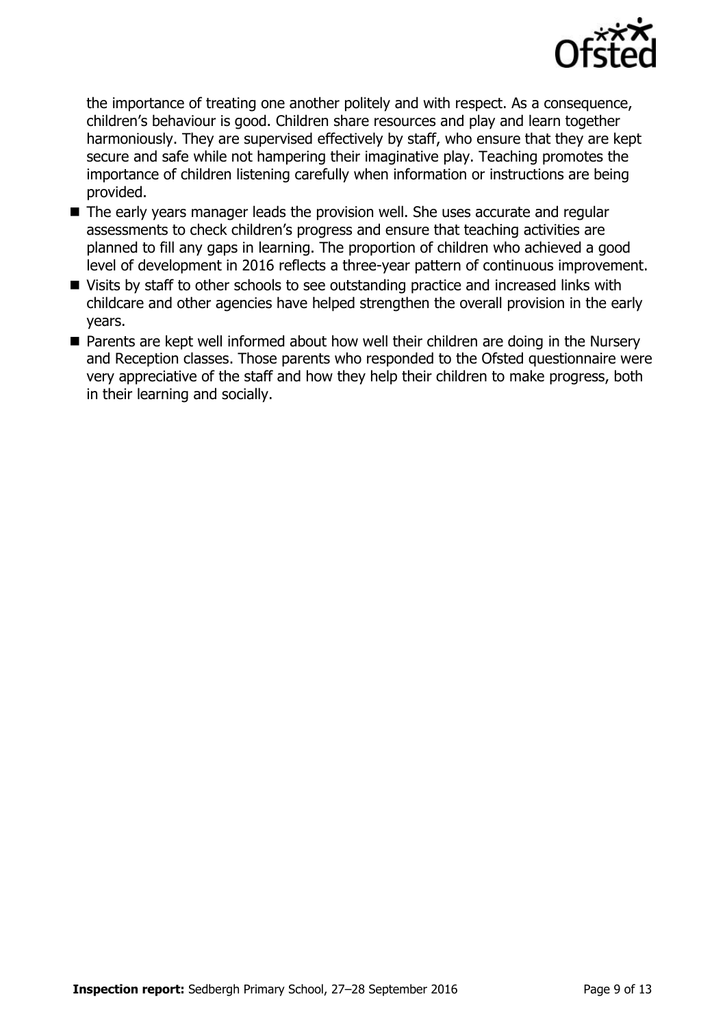the importance of treating one another politely and with respect. As a consequence, children's behaviour is good. Children share resources and play and learn together harmoniously. They are supervised effectively by staff, who ensure that they are kept secure and safe while not hampering their imaginative play. Teaching promotes the importance of children listening carefully when information or instructions are being provided.

- The early years manager leads the provision well. She uses accurate and regular assessments to check children's progress and ensure that teaching activities are planned to fill any gaps in learning. The proportion of children who achieved a good level of development in 2016 reflects a three-year pattern of continuous improvement.
- Visits by staff to other schools to see outstanding practice and increased links with childcare and other agencies have helped strengthen the overall provision in the early years.
- Parents are kept well informed about how well their children are doing in the Nursery and Reception classes. Those parents who responded to the Ofsted questionnaire were very appreciative of the staff and how they help their children to make progress, both in their learning and socially.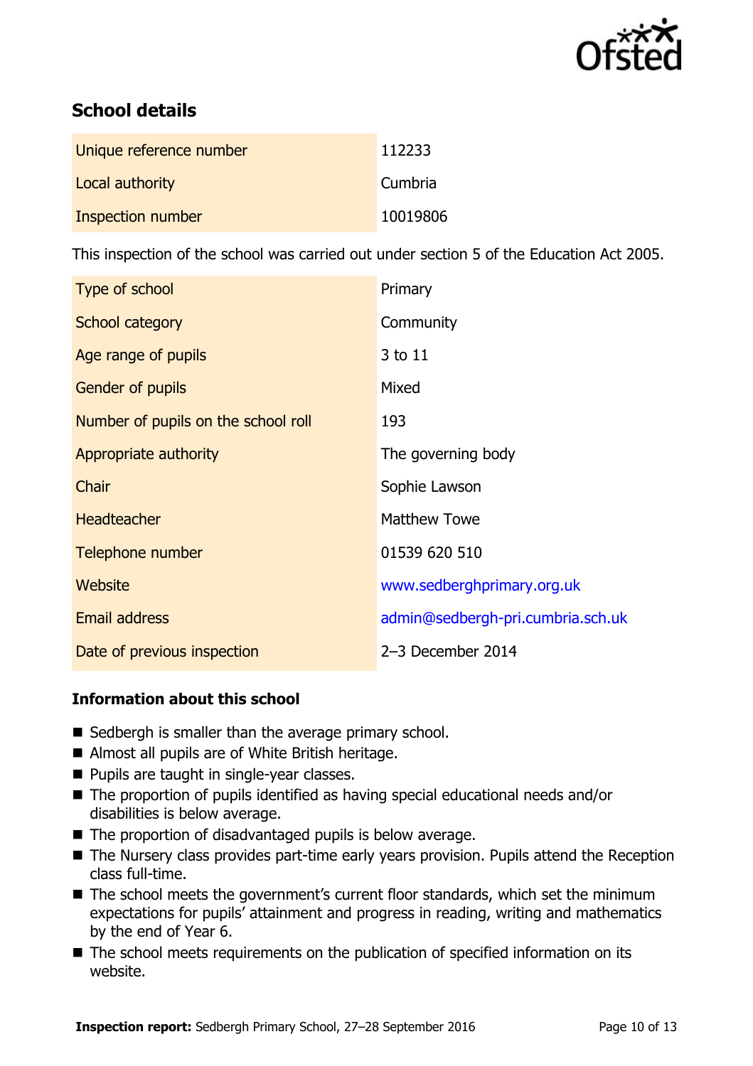## School details

| | |
|---|---|
| Unique reference number | 112233 |
| Local authority | Cumbria |
| Inspection number | 10019806 |

This inspection of the school was carried out under section 5 of the Education Act 2005.

| | |
|---|---|
| Type of school | Primary |
| School category | Community |
| Age range of pupils | 3 to 11 |
| Gender of pupils | Mixed |
| Number of pupils on the school roll | 193 |
| Appropriate authority | The governing body |
| Chair | Sophie Lawson |
| Headteacher | Matthew Towe |
| Telephone number | 01539 620 510 |
| Website | www.sedberghprimary.org.uk |
| Email address | admin@sedbergh-pri.cumbria.sch.uk |
| Date of previous inspection | 2–3 December 2014 |

### Information about this school

- Sedbergh is smaller than the average primary school.
- Almost all pupils are of White British heritage.
- Pupils are taught in single-year classes.
- The proportion of pupils identified as having special educational needs and/or disabilities is below average.
- The proportion of disadvantaged pupils is below average.
- The Nursery class provides part-time early years provision. Pupils attend the Reception class full-time.
- The school meets the government's current floor standards, which set the minimum expectations for pupils' attainment and progress in reading, writing and mathematics by the end of Year 6.
- The school meets requirements on the publication of specified information on its website.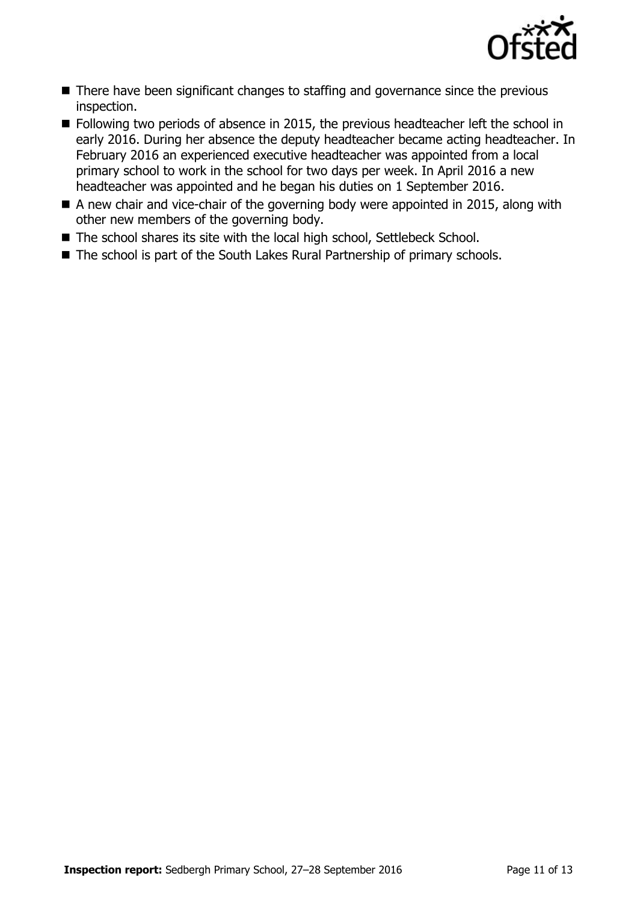- There have been significant changes to staffing and governance since the previous inspection.
- Following two periods of absence in 2015, the previous headteacher left the school in early 2016. During her absence the deputy headteacher became acting headteacher. In February 2016 an experienced executive headteacher was appointed from a local primary school to work in the school for two days per week. In April 2016 a new headteacher was appointed and he began his duties on 1 September 2016.
- A new chair and vice-chair of the governing body were appointed in 2015, along with other new members of the governing body.
- The school shares its site with the local high school, Settlebeck School.
- The school is part of the South Lakes Rural Partnership of primary schools.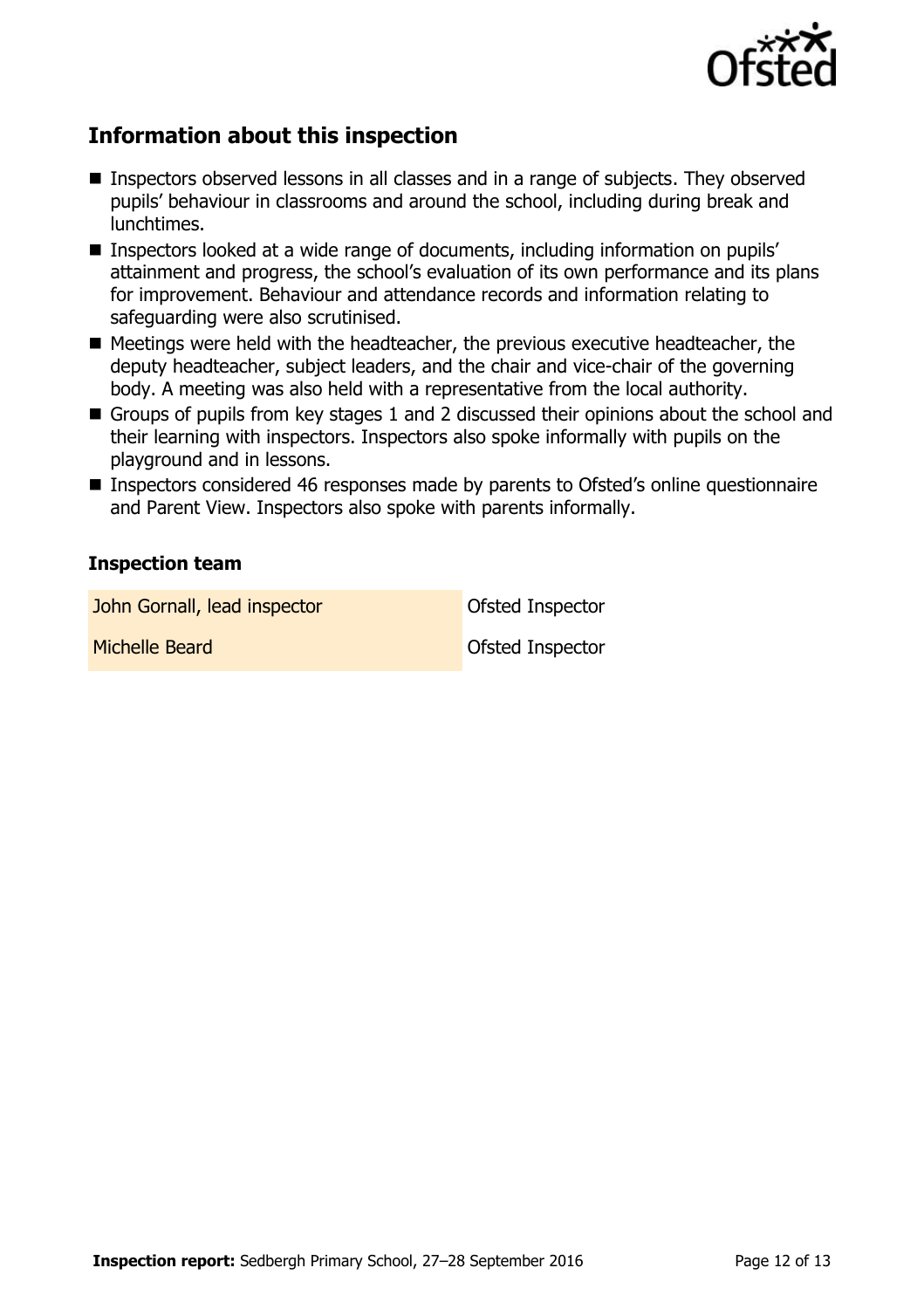## Information about this inspection

- Inspectors observed lessons in all classes and in a range of subjects. They observed pupils' behaviour in classrooms and around the school, including during break and lunchtimes.
- Inspectors looked at a wide range of documents, including information on pupils' attainment and progress, the school's evaluation of its own performance and its plans for improvement. Behaviour and attendance records and information relating to safeguarding were also scrutinised.
- Meetings were held with the headteacher, the previous executive headteacher, the deputy headteacher, subject leaders, and the chair and vice-chair of the governing body. A meeting was also held with a representative from the local authority.
- Groups of pupils from key stages 1 and 2 discussed their opinions about the school and their learning with inspectors. Inspectors also spoke informally with pupils on the playground and in lessons.
- Inspectors considered 46 responses made by parents to Ofsted's online questionnaire and Parent View. Inspectors also spoke with parents informally.

### Inspection team

| | |
|---|---|
| John Gornall, lead inspector | Ofsted Inspector |
| Michelle Beard | Ofsted Inspector |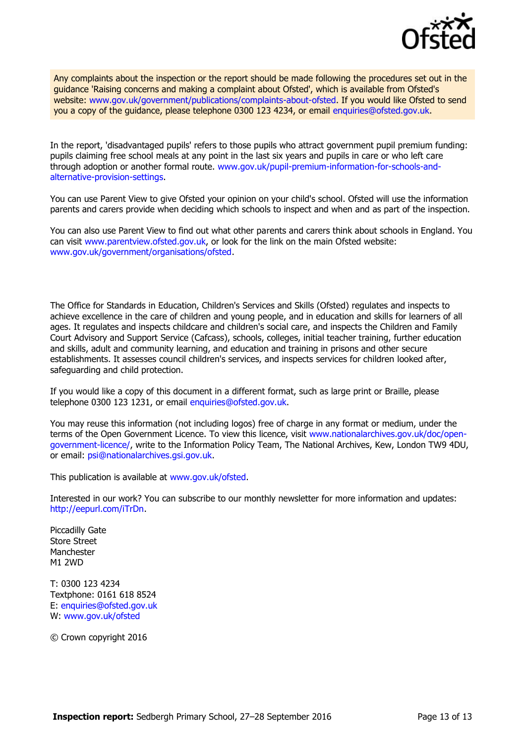Any complaints about the inspection or the report should be made following the procedures set out in the guidance 'Raising concerns and making a complaint about Ofsted', which is available from Ofsted's website: www.gov.uk/government/publications/complaints-about-ofsted. If you would like Ofsted to send you a copy of the guidance, please telephone 0300 123 4234, or email enquiries@ofsted.gov.uk.

In the report, 'disadvantaged pupils' refers to those pupils who attract government pupil premium funding: pupils claiming free school meals at any point in the last six years and pupils in care or who left care through adoption or another formal route. www.gov.uk/pupil-premium-information-for-schools-and-alternative-provision-settings.

You can use Parent View to give Ofsted your opinion on your child's school. Ofsted will use the information parents and carers provide when deciding which schools to inspect and when and as part of the inspection.

You can also use Parent View to find out what other parents and carers think about schools in England. You can visit www.parentview.ofsted.gov.uk, or look for the link on the main Ofsted website: www.gov.uk/government/organisations/ofsted.

The Office for Standards in Education, Children's Services and Skills (Ofsted) regulates and inspects to achieve excellence in the care of children and young people, and in education and skills for learners of all ages. It regulates and inspects childcare and children's social care, and inspects the Children and Family Court Advisory and Support Service (Cafcass), schools, colleges, initial teacher training, further education and skills, adult and community learning, and education and training in prisons and other secure establishments. It assesses council children's services, and inspects services for children looked after, safeguarding and child protection.

If you would like a copy of this document in a different format, such as large print or Braille, please telephone 0300 123 1231, or email enquiries@ofsted.gov.uk.

You may reuse this information (not including logos) free of charge in any format or medium, under the terms of the Open Government Licence. To view this licence, visit www.nationalarchives.gov.uk/doc/open-government-licence/, write to the Information Policy Team, The National Archives, Kew, London TW9 4DU, or email: psi@nationalarchives.gsi.gov.uk.

This publication is available at www.gov.uk/ofsted.

Interested in our work? You can subscribe to our monthly newsletter for more information and updates: http://eepurl.com/iTrDn.

Piccadilly Gate  
Store Street  
Manchester  
M1 2WD

T: 0300 123 4234  
Textphone: 0161 618 8524  
E: enquiries@ofsted.gov.uk  
W: www.gov.uk/ofsted

© Crown copyright 2016